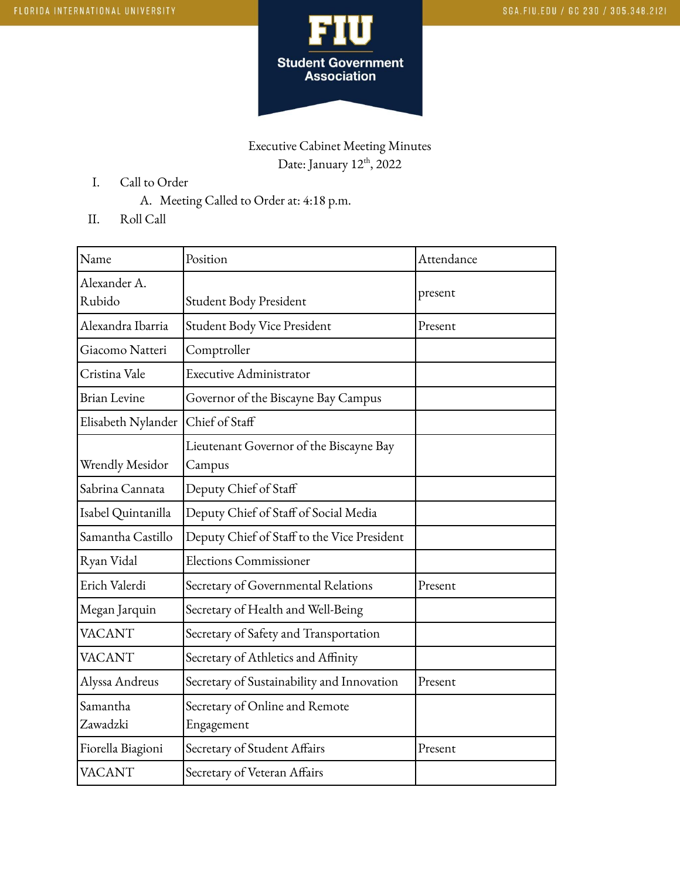Executive Cabinet Meeting Minutes

Date: January 12th, 2022

I. Call to Order
   A. Meeting Called to Order at: 4:18 p.m.

II. Roll Call

| Name | Position | Attendance |
|---|---|---|
| Alexander A. Rubido | Student Body President | present |
| Alexandra Ibarria | Student Body Vice President | Present |
| Giacomo Natteri | Comptroller | |
| Cristina Vale | Executive Administrator | |
| Brian Levine | Governor of the Biscayne Bay Campus | |
| Elisabeth Nylander | Chief of Staff | |
| Wrendly Mesidor | Lieutenant Governor of the Biscayne Bay Campus | |
| Sabrina Cannata | Deputy Chief of Staff | |
| Isabel Quintanilla | Deputy Chief of Staff of Social Media | |
| Samantha Castillo | Deputy Chief of Staff to the Vice President | |
| Ryan Vidal | Elections Commissioner | |
| Erich Valerdi | Secretary of Governmental Relations | Present |
| Megan Jarquin | Secretary of Health and Well-Being | |
| VACANT | Secretary of Safety and Transportation | |
| VACANT | Secretary of Athletics and Affinity | |
| Alyssa Andreus | Secretary of Sustainability and Innovation | Present |
| Samantha Zawadzki | Secretary of Online and Remote Engagement | |
| Fiorella Biagioni | Secretary of Student Affairs | Present |
| VACANT | Secretary of Veteran Affairs | |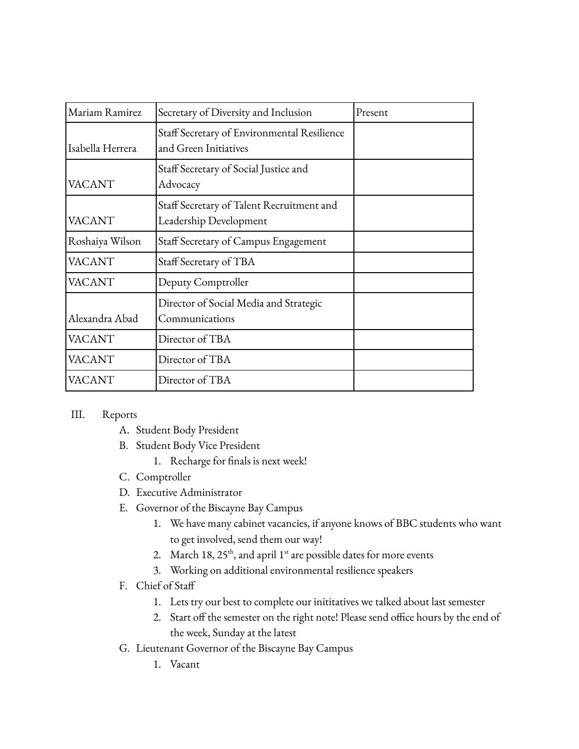| Mariam Ramirez | Secretary of Diversity and Inclusion | Present |
|---|---|---|
| Isabella Herrera | Staff Secretary of Environmental Resilience and Green Initiatives | |
| VACANT | Staff Secretary of Social Justice and Advocacy | |
| VACANT | Staff Secretary of Talent Recruitment and Leadership Development | |
| Roshaiya Wilson | Staff Secretary of Campus Engagement | |
| VACANT | Staff Secretary of TBA | |
| VACANT | Deputy Comptroller | |
| Alexandra Abad | Director of Social Media and Strategic Communications | |
| VACANT | Director of TBA | |
| VACANT | Director of TBA | |
| VACANT | Director of TBA | |

III. Reports

A. Student Body President

B. Student Body Vice President

1. Recharge for finals is next week!

C. Comptroller

D. Executive Administrator

E. Governor of the Biscayne Bay Campus

1. We have many cabinet vacancies, if anyone knows of BBC students who want to get involved, send them our way!
2. March 18, 25th, and april 1st are possible dates for more events
3. Working on additional environmental resilience speakers

F. Chief of Staff

1. Lets try our best to complete our inititatives we talked about last semester
2. Start off the semester on the right note! Please send office hours by the end of the week, Sunday at the latest

G. Lieutenant Governor of the Biscayne Bay Campus

1. Vacant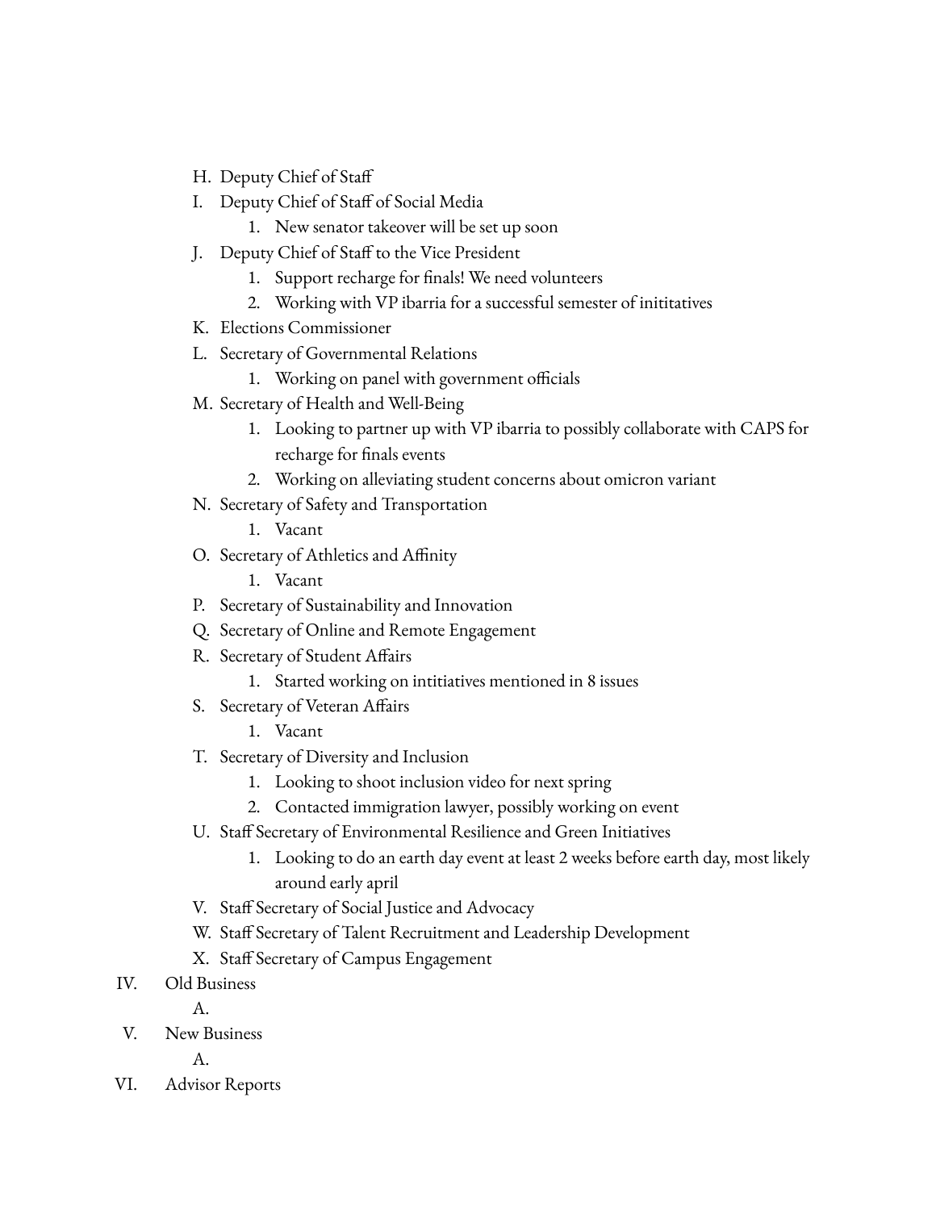H. Deputy Chief of Staff

I. Deputy Chief of Staff of Social Media
   1. New senator takeover will be set up soon

J. Deputy Chief of Staff to the Vice President
   1. Support recharge for finals! We need volunteers
   2. Working with VP ibarria for a successful semester of inititatives

K. Elections Commissioner

L. Secretary of Governmental Relations
   1. Working on panel with government officials

M. Secretary of Health and Well-Being
   1. Looking to partner up with VP ibarria to possibly collaborate with CAPS for recharge for finals events
   2. Working on alleviating student concerns about omicron variant

N. Secretary of Safety and Transportation
   1. Vacant

O. Secretary of Athletics and Affinity
   1. Vacant

P. Secretary of Sustainability and Innovation

Q. Secretary of Online and Remote Engagement

R. Secretary of Student Affairs
   1. Started working on intitiatives mentioned in 8 issues

S. Secretary of Veteran Affairs
   1. Vacant

T. Secretary of Diversity and Inclusion
   1. Looking to shoot inclusion video for next spring
   2. Contacted immigration lawyer, possibly working on event

U. Staff Secretary of Environmental Resilience and Green Initiatives
   1. Looking to do an earth day event at least 2 weeks before earth day, most likely around early april

V. Staff Secretary of Social Justice and Advocacy

W. Staff Secretary of Talent Recruitment and Leadership Development

X. Staff Secretary of Campus Engagement

IV. Old Business

   A.

V. New Business

   A.

VI. Advisor Reports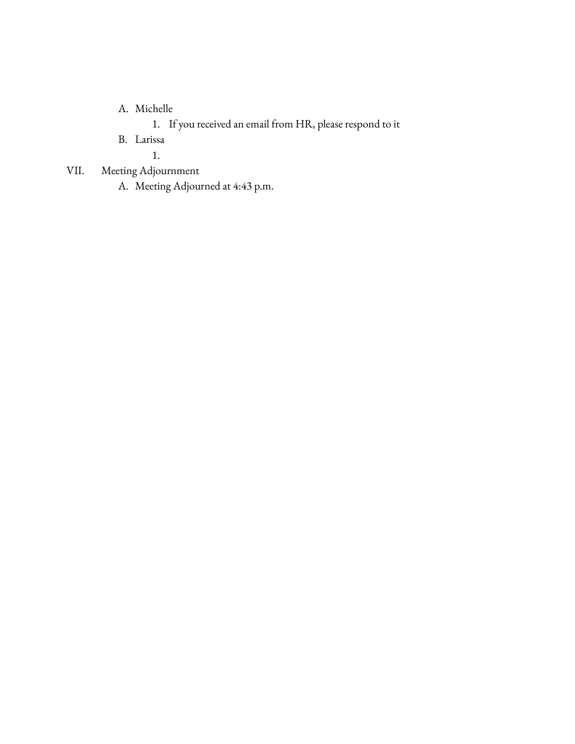A. Michelle
    1. If you received an email from HR, please respond to it
B. Larissa
    1.

VII. Meeting Adjournment
    A. Meeting Adjourned at 4:43 p.m.